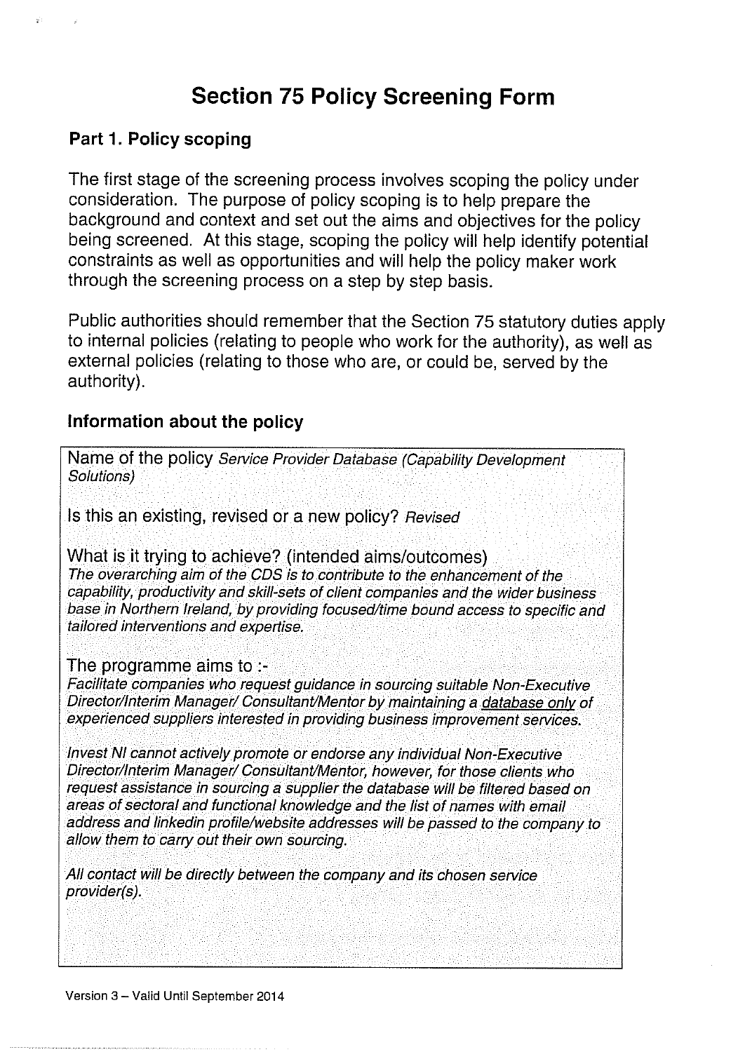# Section 75 Policy Screening Form

## Part 1. Policy scoping

The first stage of the screening process involves scoping the policy under consideration. The purpose of policy scoping is to help prepare the background and context and set out the aims and objectives for the policy being screened. At this stage, scoping the policy will help identify potential constraints as well as opportunities and will help the policy maker work through the screening process on a step by step basis.

Public authorities should remember that the Section 75 statutory duties apply to internal policies (relating to people who work for the authority), as well as external policies (relating to those who are, or could be, served by the authority).

### Information about the policy

Name of the policy *Service Provider Database (Capability Development Solutions)*

Is this an existing, revised or a new policy? *Revised*

What is it trying to achieve? (intended aims/outcomes)
*The overarching aim of the CDS is to contribute to the enhancement of the capability, productivity and skill-sets of client companies and the wider business base in Northern Ireland, by providing focused/time bound access to specific and tailored interventions and expertise.*

The programme aims to :-
*Facilitate companies who request guidance in sourcing suitable Non-Executive Director/Interim Manager/ Consultant/Mentor by maintaining a database only of experienced suppliers interested in providing business improvement services.*

*Invest NI cannot actively promote or endorse any individual Non-Executive Director/Interim Manager/ Consultant/Mentor, however, for those clients who request assistance in sourcing a supplier the database will be filtered based on areas of sectoral and functional knowledge and the list of names with email address and linkedin profile/website addresses will be passed to the company to allow them to carry out their own sourcing.*

*All contact will be directly between the company and its chosen service provider(s).*

Version 3 – Valid Until September 2014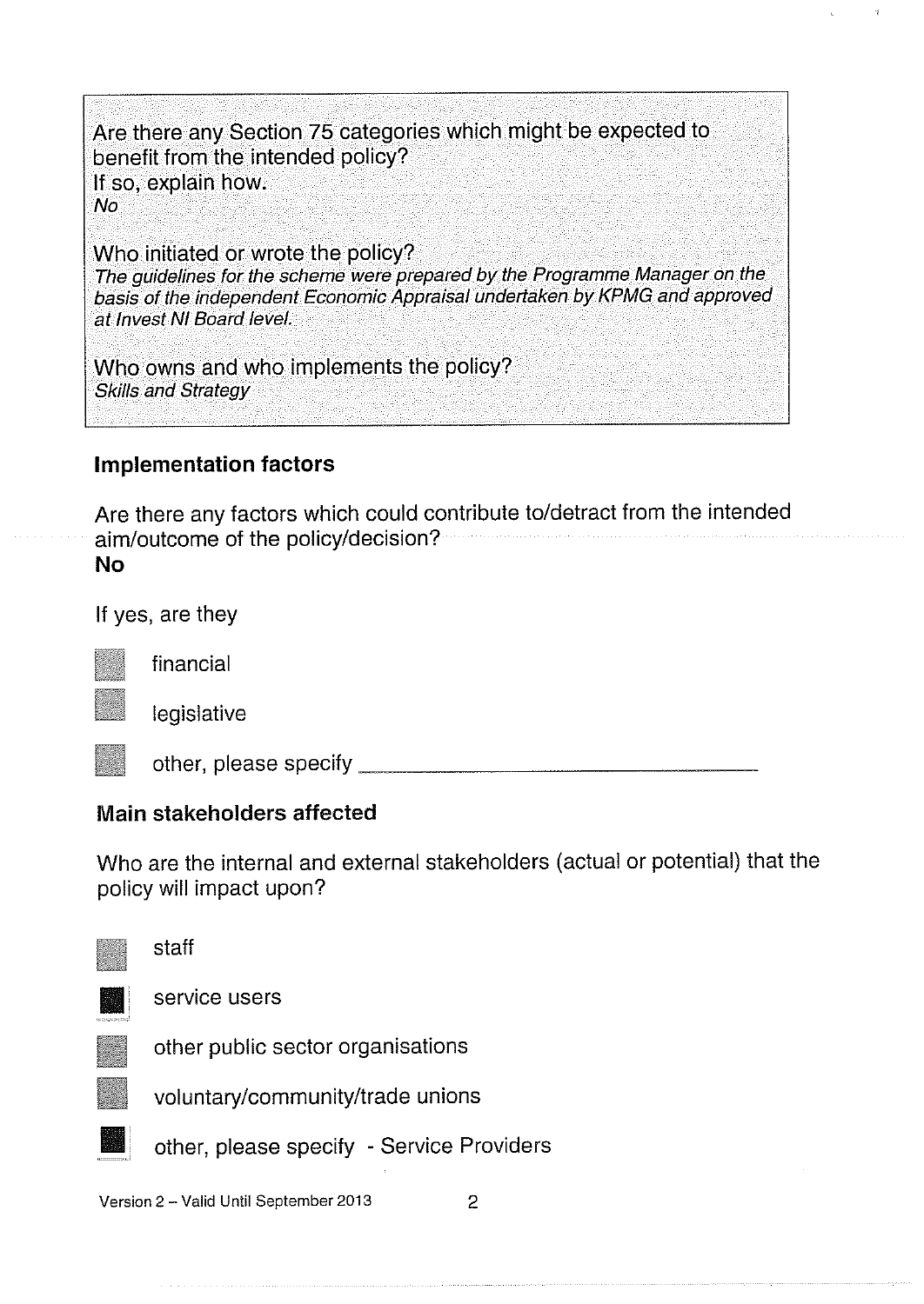Are there any Section 75 categories which might be expected to benefit from the intended policy?
If so, explain how.
*No*

Who initiated or wrote the policy?
*The guidelines for the scheme were prepared by the Programme Manager on the basis of the independent Economic Appraisal undertaken by KPMG and approved at Invest NI Board level.*

Who owns and who implements the policy?
*Skills and Strategy*

### Implementation factors

Are there any factors which could contribute to/detract from the intended aim/outcome of the policy/decision?
**No**

If yes, are they

- [ ] financial
- [ ] legislative
- [ ] other, please specify ________________________

### Main stakeholders affected

Who are the internal and external stakeholders (actual or potential) that the policy will impact upon?

- [ ] staff
- [x] service users
- [ ] other public sector organisations
- [ ] voluntary/community/trade unions
- [x] other, please specify - Service Providers

Version 2 – Valid Until September 2013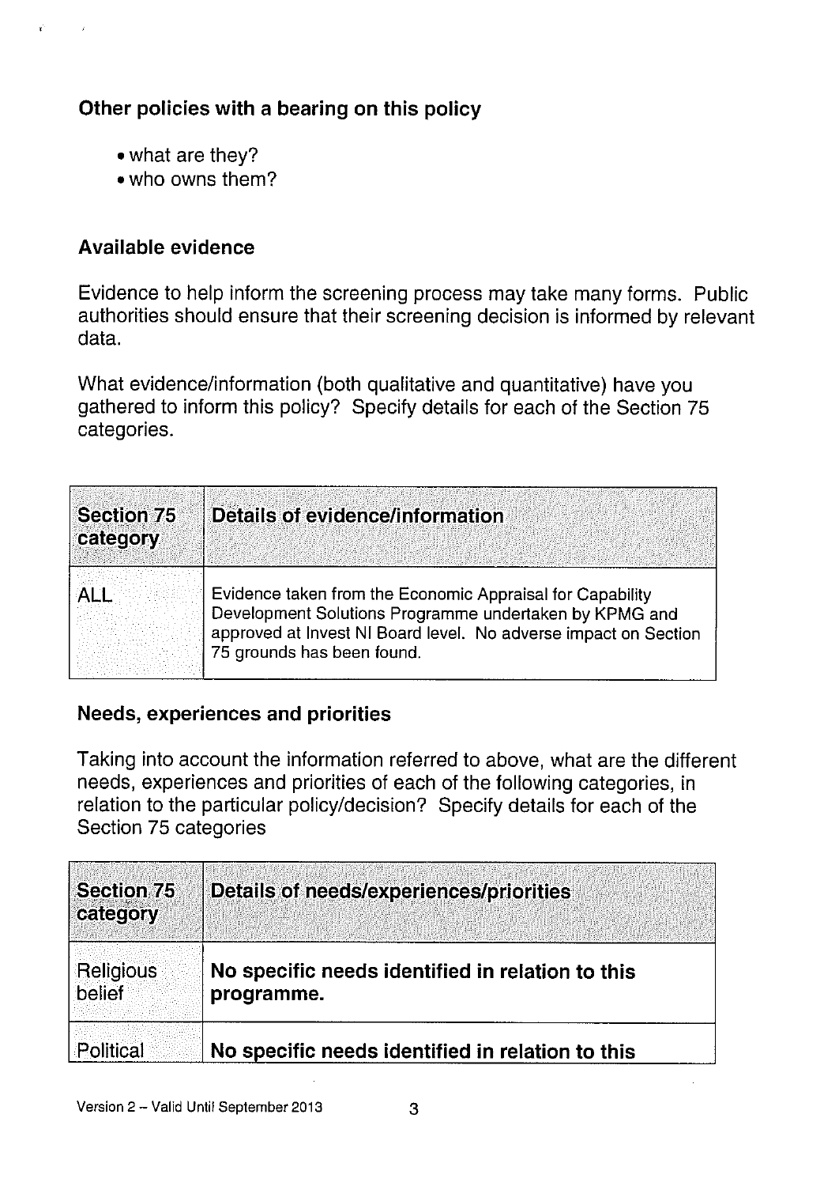### Other policies with a bearing on this policy

- what are they?
- who owns them?

### Available evidence

Evidence to help inform the screening process may take many forms. Public authorities should ensure that their screening decision is informed by relevant data.

What evidence/information (both qualitative and quantitative) have you gathered to inform this policy? Specify details for each of the Section 75 categories.

| Section 75 category | Details of evidence/information |
|---|---|
| ALL | Evidence taken from the Economic Appraisal for Capability Development Solutions Programme undertaken by KPMG and approved at Invest NI Board level. No adverse impact on Section 75 grounds has been found. |

### Needs, experiences and priorities

Taking into account the information referred to above, what are the different needs, experiences and priorities of each of the following categories, in relation to the particular policy/decision? Specify details for each of the Section 75 categories

| Section 75 category | Details of needs/experiences/priorities |
|---|---|
| Religious belief | **No specific needs identified in relation to this programme.** |
| Political | **No specific needs identified in relation to this** |

Version 2 – Valid Until September 2013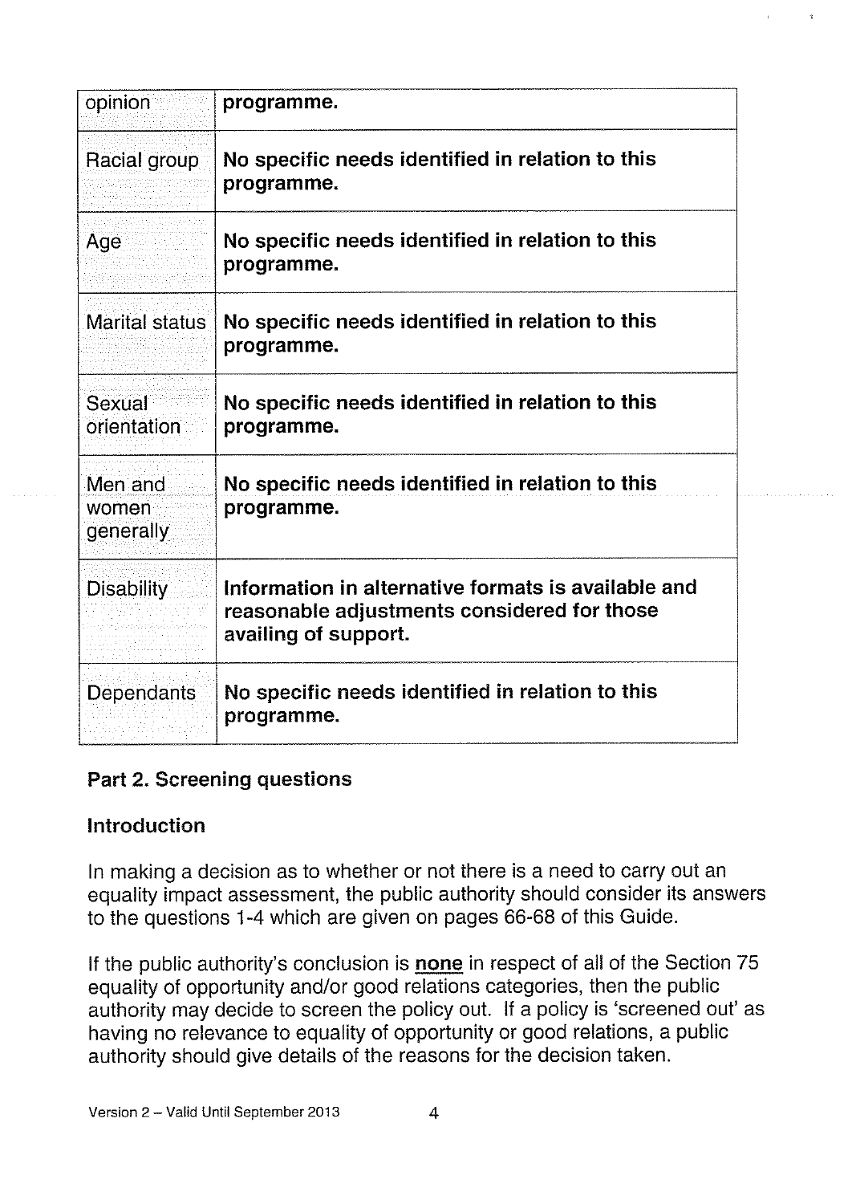| | |
|---|---|
| opinion | **programme.** |
| Racial group | **No specific needs identified in relation to this programme.** |
| Age | **No specific needs identified in relation to this programme.** |
| Marital status | **No specific needs identified in relation to this programme.** |
| Sexual orientation | **No specific needs identified in relation to this programme.** |
| Men and women generally | **No specific needs identified in relation to this programme.** |
| Disability | **Information in alternative formats is available and reasonable adjustments considered for those availing of support.** |
| Dependants | **No specific needs identified in relation to this programme.** |

### Part 2. Screening questions

### Introduction

In making a decision as to whether or not there is a need to carry out an equality impact assessment, the public authority should consider its answers to the questions 1-4 which are given on pages 66-68 of this Guide.

If the public authority's conclusion is **none** in respect of all of the Section 75 equality of opportunity and/or good relations categories, then the public authority may decide to screen the policy out. If a policy is 'screened out' as having no relevance to equality of opportunity or good relations, a public authority should give details of the reasons for the decision taken.

Version 2 – Valid Until September 2013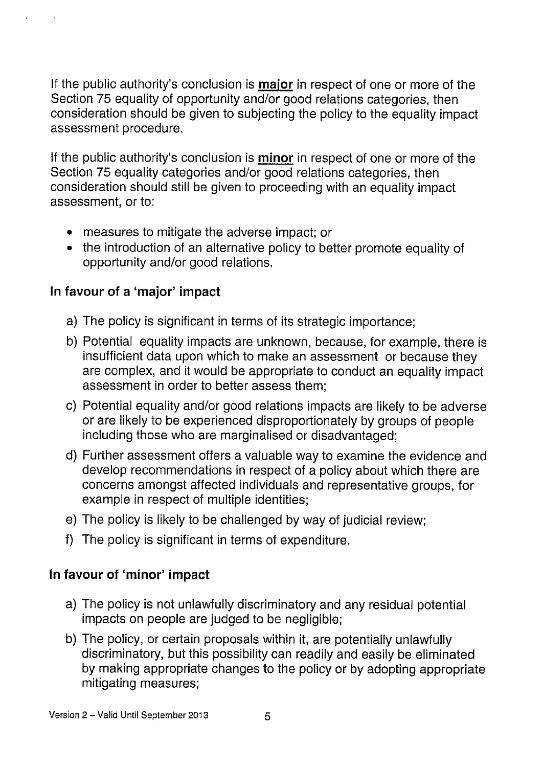If the public authority's conclusion is **major** in respect of one or more of the Section 75 equality of opportunity and/or good relations categories, then consideration should be given to subjecting the policy to the equality impact assessment procedure.

If the public authority's conclusion is **minor** in respect of one or more of the Section 75 equality categories and/or good relations categories, then consideration should still be given to proceeding with an equality impact assessment, or to:

- measures to mitigate the adverse impact; or
- the introduction of an alternative policy to better promote equality of opportunity and/or good relations.

### In favour of a 'major' impact

a) The policy is significant in terms of its strategic importance;

b) Potential equality impacts are unknown, because, for example, there is insufficient data upon which to make an assessment or because they are complex, and it would be appropriate to conduct an equality impact assessment in order to better assess them;

c) Potential equality and/or good relations impacts are likely to be adverse or are likely to be experienced disproportionately by groups of people including those who are marginalised or disadvantaged;

d) Further assessment offers a valuable way to examine the evidence and develop recommendations in respect of a policy about which there are concerns amongst affected individuals and representative groups, for example in respect of multiple identities;

e) The policy is likely to be challenged by way of judicial review;

f) The policy is significant in terms of expenditure.

### In favour of 'minor' impact

a) The policy is not unlawfully discriminatory and any residual potential impacts on people are judged to be negligible;

b) The policy, or certain proposals within it, are potentially unlawfully discriminatory, but this possibility can readily and easily be eliminated by making appropriate changes to the policy or by adopting appropriate mitigating measures;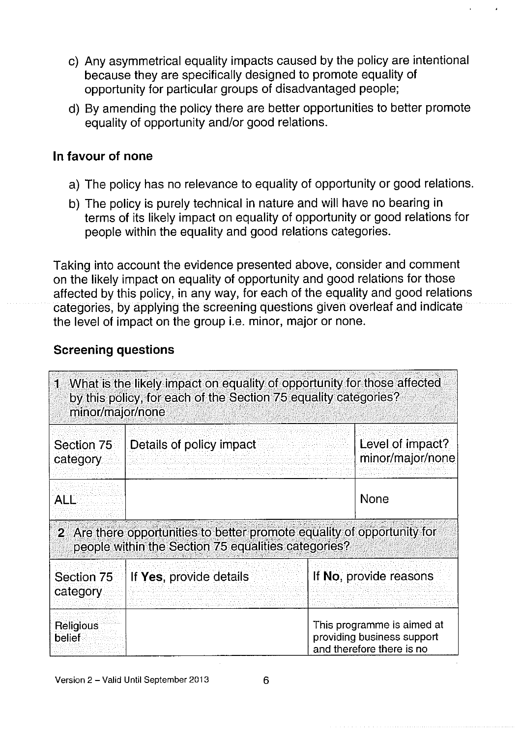c) Any asymmetrical equality impacts caused by the policy are intentional because they are specifically designed to promote equality of opportunity for particular groups of disadvantaged people;

d) By amending the policy there are better opportunities to better promote equality of opportunity and/or good relations.

### In favour of none

a) The policy has no relevance to equality of opportunity or good relations.

b) The policy is purely technical in nature and will have no bearing in terms of its likely impact on equality of opportunity or good relations for people within the equality and good relations categories.

Taking into account the evidence presented above, consider and comment on the likely impact on equality of opportunity and good relations for those affected by this policy, in any way, for each of the equality and good relations categories, by applying the screening questions given overleaf and indicate the level of impact on the group i.e. minor, major or none.

### Screening questions

| **1** What is the likely impact on equality of opportunity for those affected by this policy, for each of the Section 75 equality categories? minor/major/none | | |
|---|---|---|
| Section 75 category | Details of policy impact | Level of impact? minor/major/none |
| ALL | | None |

| **2** Are there opportunities to better promote equality of opportunity for people within the Section 75 equalities categories? | | |
|---|---|---|
| Section 75 category | If **Yes**, provide details | If **No**, provide reasons |
| Religious belief | | This programme is aimed at providing business support and therefore there is no |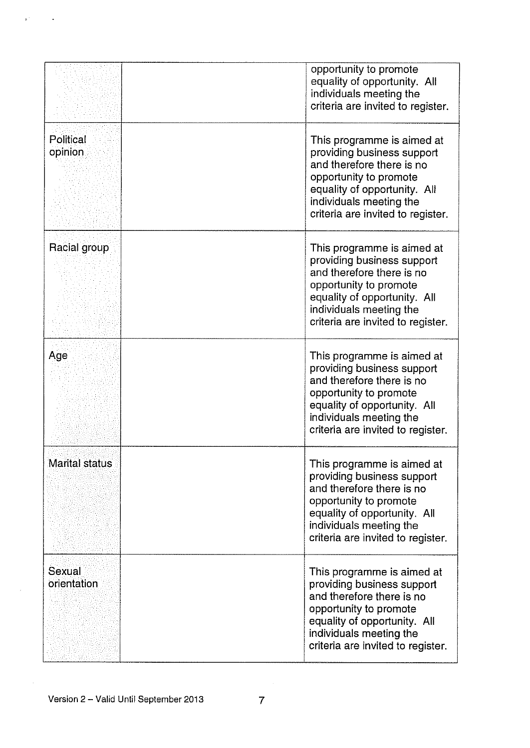| | | |
|---|---|---|
| | | opportunity to promote equality of opportunity. All individuals meeting the criteria are invited to register. |
| Political opinion | | This programme is aimed at providing business support and therefore there is no opportunity to promote equality of opportunity. All individuals meeting the criteria are invited to register. |
| Racial group | | This programme is aimed at providing business support and therefore there is no opportunity to promote equality of opportunity. All individuals meeting the criteria are invited to register. |
| Age | | This programme is aimed at providing business support and therefore there is no opportunity to promote equality of opportunity. All individuals meeting the criteria are invited to register. |
| Marital status | | This programme is aimed at providing business support and therefore there is no opportunity to promote equality of opportunity. All individuals meeting the criteria are invited to register. |
| Sexual orientation | | This programme is aimed at providing business support and therefore there is no opportunity to promote equality of opportunity. All individuals meeting the criteria are invited to register. |

Version 2 – Valid Until September 2013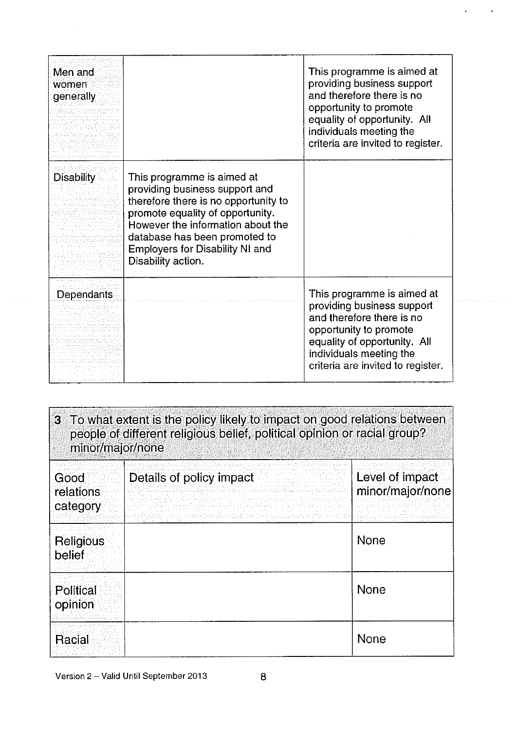| | | |
|---|---|---|
| Men and women generally | | This programme is aimed at providing business support and therefore there is no opportunity to promote equality of opportunity. All individuals meeting the criteria are invited to register. |
| Disability | This programme is aimed at providing business support and therefore there is no opportunity to promote equality of opportunity. However the information about the database has been promoted to Employers for Disability NI and Disability action. | |
| Dependants | | This programme is aimed at providing business support and therefore there is no opportunity to promote equality of opportunity. All individuals meeting the criteria are invited to register. |

**3 To what extent is the policy likely to impact on good relations between people of different religious belief, political opinion or racial group? minor/major/none**

| Good relations category | Details of policy impact | Level of impact minor/major/none |
|---|---|---|
| Religious belief | | None |
| Political opinion | | None |
| Racial | | None |

Version 2 – Valid Until September 2013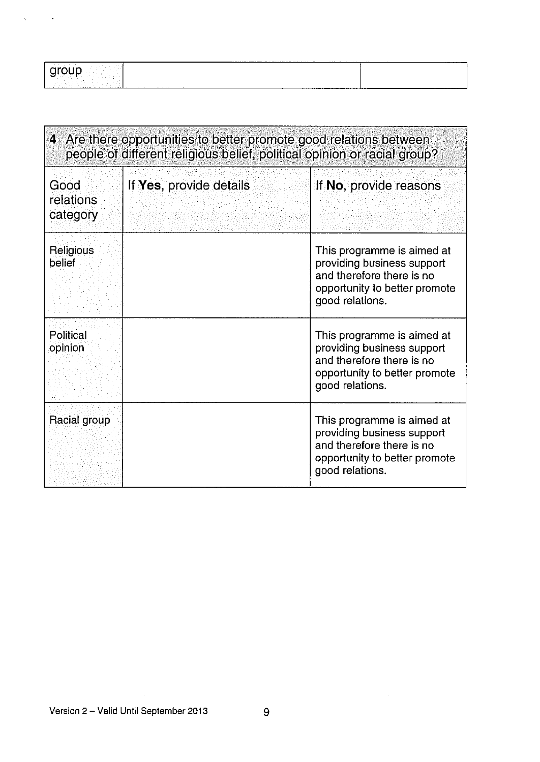| group | | |
|---|---|---|

| **4** Are there opportunities to better promote good relations between people of different religious belief, political opinion or racial group? | | |
|---|---|---|
| Good relations category | If **Yes**, provide details | If **No**, provide reasons |
| Religious belief | | This programme is aimed at providing business support and therefore there is no opportunity to better promote good relations. |
| Political opinion | | This programme is aimed at providing business support and therefore there is no opportunity to better promote good relations. |
| Racial group | | This programme is aimed at providing business support and therefore there is no opportunity to better promote good relations. |

Version 2 – Valid Until September 2013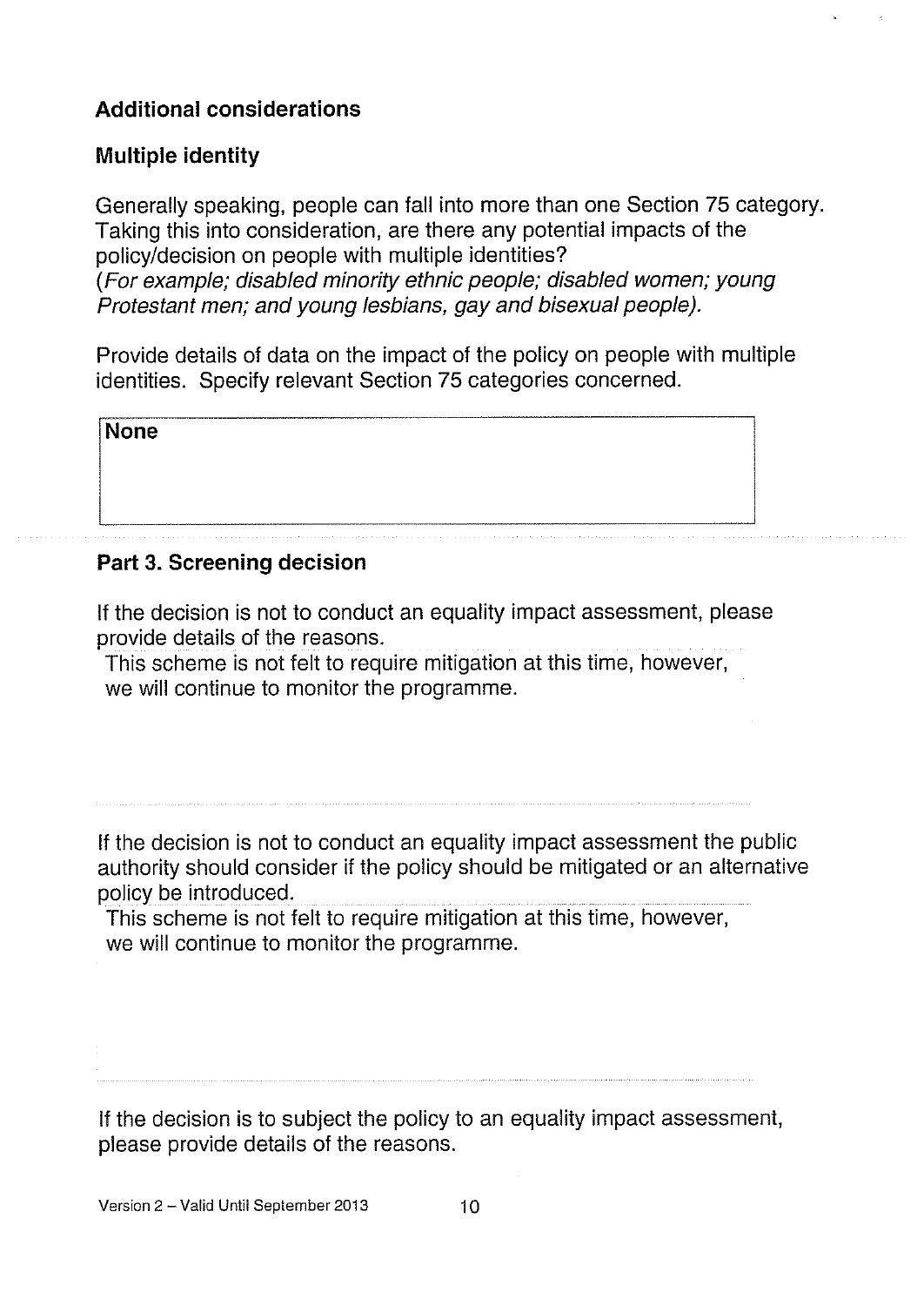### Additional considerations

### Multiple identity

Generally speaking, people can fall into more than one Section 75 category. Taking this into consideration, are there any potential impacts of the policy/decision on people with multiple identities?
*(For example; disabled minority ethnic people; disabled women; young Protestant men; and young lesbians, gay and bisexual people).*

Provide details of data on the impact of the policy on people with multiple identities. Specify relevant Section 75 categories concerned.

| **None** |
|---|

## Part 3. Screening decision

If the decision is not to conduct an equality impact assessment, please provide details of the reasons.

This scheme is not felt to require mitigation at this time, however, we will continue to monitor the programme.

If the decision is not to conduct an equality impact assessment the public authority should consider if the policy should be mitigated or an alternative policy be introduced.

This scheme is not felt to require mitigation at this time, however, we will continue to monitor the programme.

If the decision is to subject the policy to an equality impact assessment, please provide details of the reasons.

Version 2 – Valid Until September 2013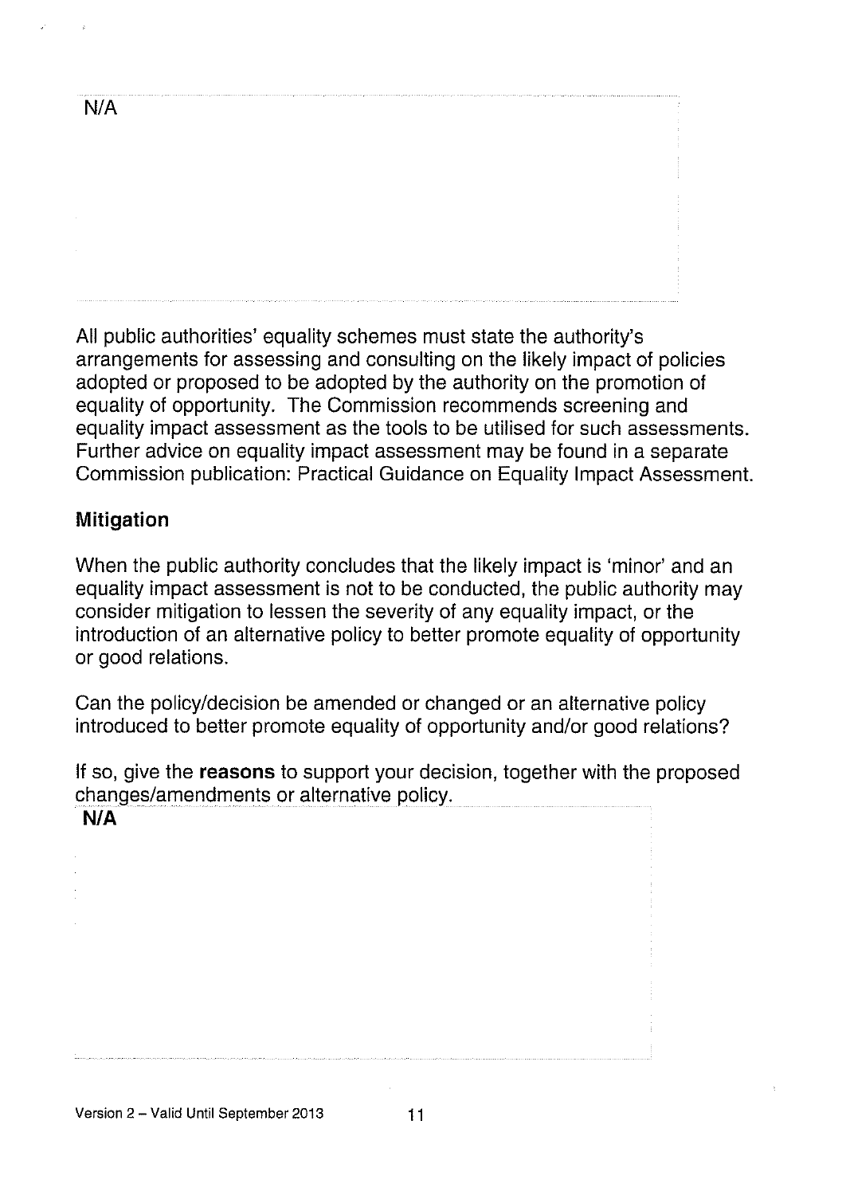N/A

All public authorities' equality schemes must state the authority's arrangements for assessing and consulting on the likely impact of policies adopted or proposed to be adopted by the authority on the promotion of equality of opportunity. The Commission recommends screening and equality impact assessment as the tools to be utilised for such assessments. Further advice on equality impact assessment may be found in a separate Commission publication: Practical Guidance on Equality Impact Assessment.

### Mitigation

When the public authority concludes that the likely impact is 'minor' and an equality impact assessment is not to be conducted, the public authority may consider mitigation to lessen the severity of any equality impact, or the introduction of an alternative policy to better promote equality of opportunity or good relations.

Can the policy/decision be amended or changed or an alternative policy introduced to better promote equality of opportunity and/or good relations?

If so, give the **reasons** to support your decision, together with the proposed changes/amendments or alternative policy.

**N/A**

Version 2 – Valid Until September 2013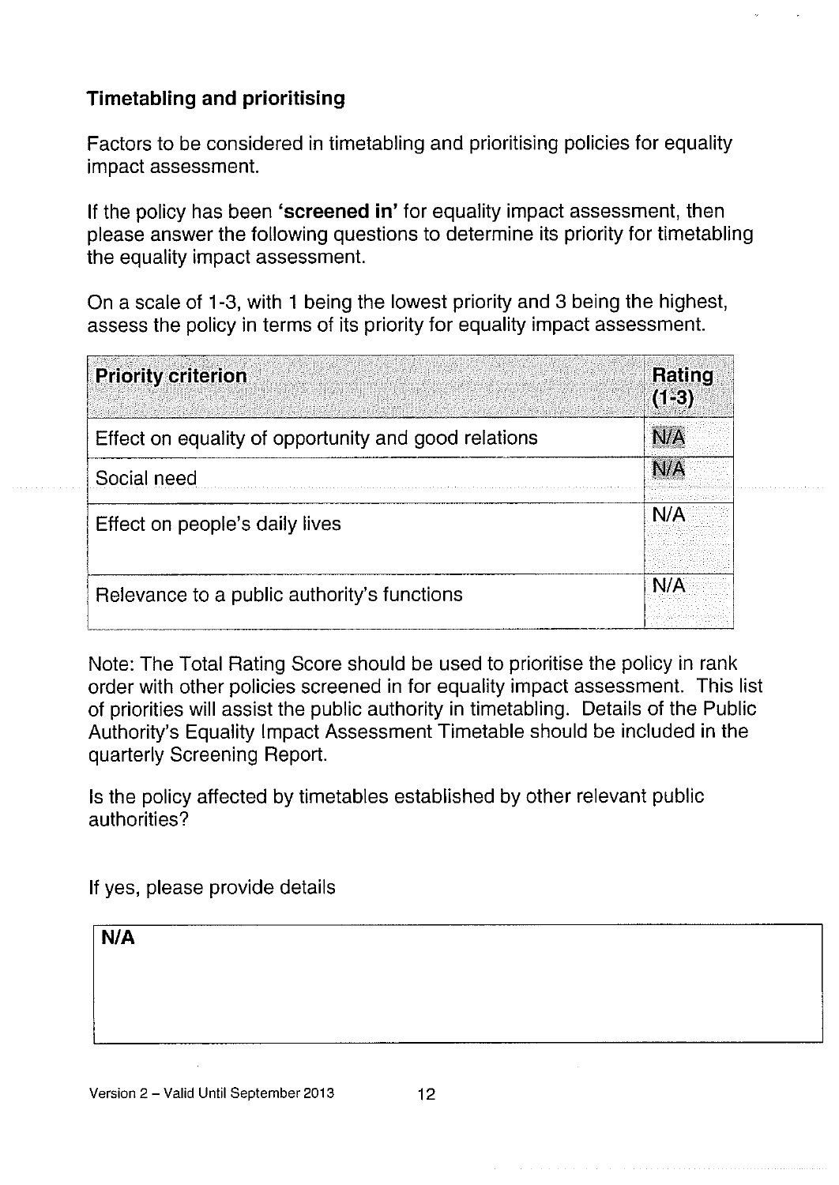### Timetabling and prioritising

Factors to be considered in timetabling and prioritising policies for equality impact assessment.

If the policy has been **'screened in'** for equality impact assessment, then please answer the following questions to determine its priority for timetabling the equality impact assessment.

On a scale of 1-3, with 1 being the lowest priority and 3 being the highest, assess the policy in terms of its priority for equality impact assessment.

| Priority criterion | Rating (1-3) |
| --- | --- |
| Effect on equality of opportunity and good relations | N/A |
| Social need | N/A |
| Effect on people's daily lives | N/A |
| Relevance to a public authority's functions | N/A |

Note: The Total Rating Score should be used to prioritise the policy in rank order with other policies screened in for equality impact assessment. This list of priorities will assist the public authority in timetabling. Details of the Public Authority's Equality Impact Assessment Timetable should be included in the quarterly Screening Report.

Is the policy affected by timetables established by other relevant public authorities?

If yes, please provide details

| **N/A** |
| --- |

Version 2 – Valid Until September 2013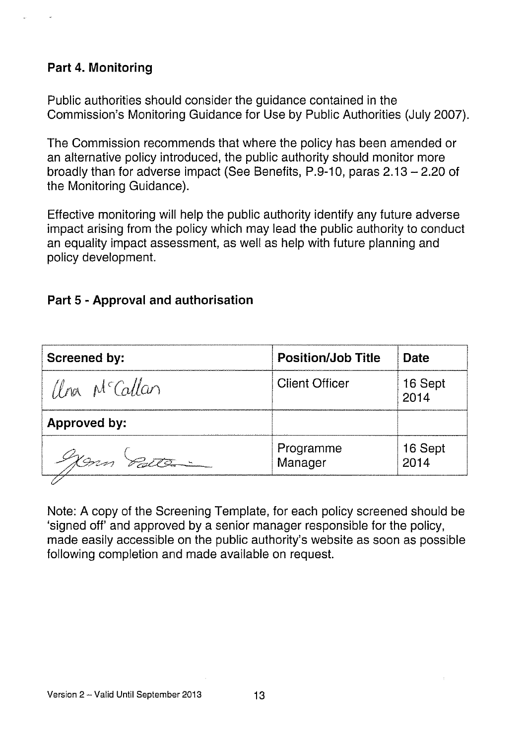## Part 4. Monitoring

Public authorities should consider the guidance contained in the Commission's Monitoring Guidance for Use by Public Authorities (July 2007).

The Commission recommends that where the policy has been amended or an alternative policy introduced, the public authority should monitor more broadly than for adverse impact (See Benefits, P.9-10, paras 2.13 – 2.20 of the Monitoring Guidance).

Effective monitoring will help the public authority identify any future adverse impact arising from the policy which may lead the public authority to conduct an equality impact assessment, as well as help with future planning and policy development.

## Part 5 - Approval and authorisation

| Screened by: | Position/Job Title | Date |
|---|---|---|
| Una McCallan | Client Officer | 16 Sept 2014 |
| **Approved by:** | | |
| Glenn Patton | Programme Manager | 16 Sept 2014 |

Note: A copy of the Screening Template, for each policy screened should be 'signed off' and approved by a senior manager responsible for the policy, made easily accessible on the public authority's website as soon as possible following completion and made available on request.

Version 2 – Valid Until September 2013